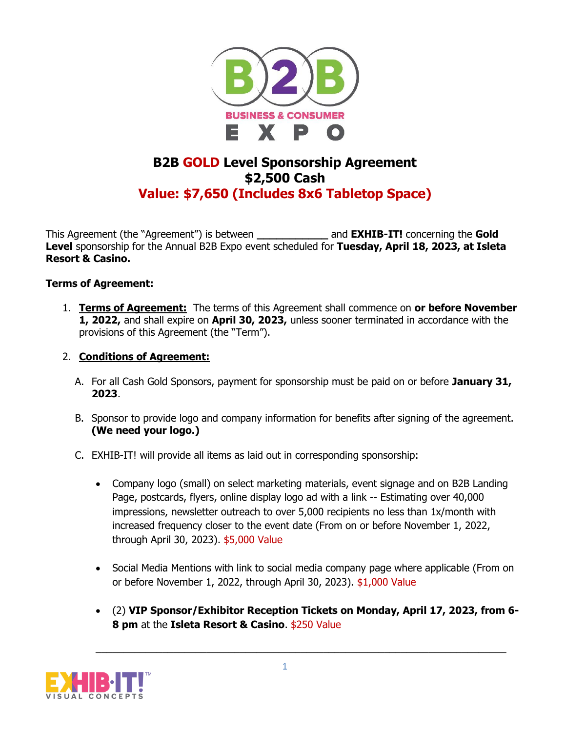# B2B GOLD Level Sponsorship Agreement

## $2,500 Cash

## Value: $7,650 (Includes 8x6 Tabletop Space)

This Agreement (the "Agreement") is between ____________ and **EXHIB-IT!** concerning the **Gold Level** sponsorship for the Annual B2B Expo event scheduled for **Tuesday, April 18, 2023, at Isleta Resort & Casino.**

**Terms of Agreement:**

1. **Terms of Agreement:** The terms of this Agreement shall commence on **or before November 1, 2022,** and shall expire on **April 30, 2023,** unless sooner terminated in accordance with the provisions of this Agreement (the "Term").

2. **Conditions of Agreement:**

   A. For all Cash Gold Sponsors, payment for sponsorship must be paid on or before **January 31, 2023**.

   B. Sponsor to provide logo and company information for benefits after signing of the agreement. **(We need your logo.)**

   C. EXHIB-IT! will provide all items as laid out in corresponding sponsorship:

      - Company logo (small) on select marketing materials, event signage and on B2B Landing Page, postcards, flyers, online display logo ad with a link -- Estimating over 40,000 impressions, newsletter outreach to over 5,000 recipients no less than 1x/month with increased frequency closer to the event date (From on or before November 1, 2022, through April 30, 2023). $5,000 Value

      - Social Media Mentions with link to social media company page where applicable (From on or before November 1, 2022, through April 30, 2023). $1,000 Value

      - (2) **VIP Sponsor/Exhibitor Reception Tickets on Monday, April 17, 2023, from 6-8 pm** at the **Isleta Resort & Casino**. $250 Value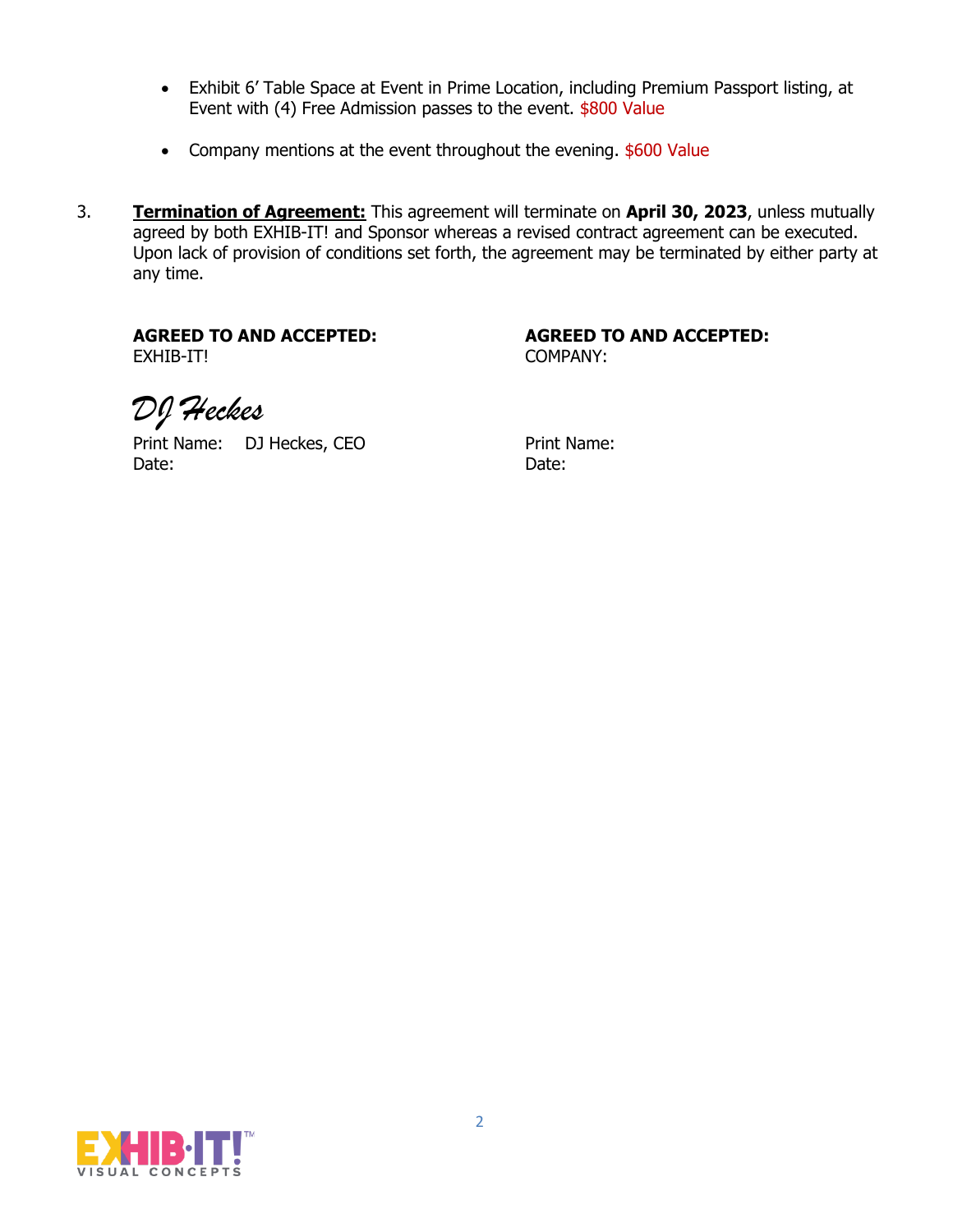- Exhibit 6’ Table Space at Event in Prime Location, including Premium Passport listing, at Event with (4) Free Admission passes to the event. $800 Value

- Company mentions at the event throughout the evening. $600 Value

3. **Termination of Agreement:** This agreement will terminate on **April 30, 2023**, unless mutually agreed by both EXHIB-IT! and Sponsor whereas a revised contract agreement can be executed. Upon lack of provision of conditions set forth, the agreement may be terminated by either party at any time.

**AGREED TO AND ACCEPTED:**
EXHIB-IT!

*DJ Heckes*

Print Name: DJ Heckes, CEO
Date:

**AGREED TO AND ACCEPTED:**
COMPANY:

Print Name:
Date:

EXHIB·IT!™ VISUAL CONCEPTS